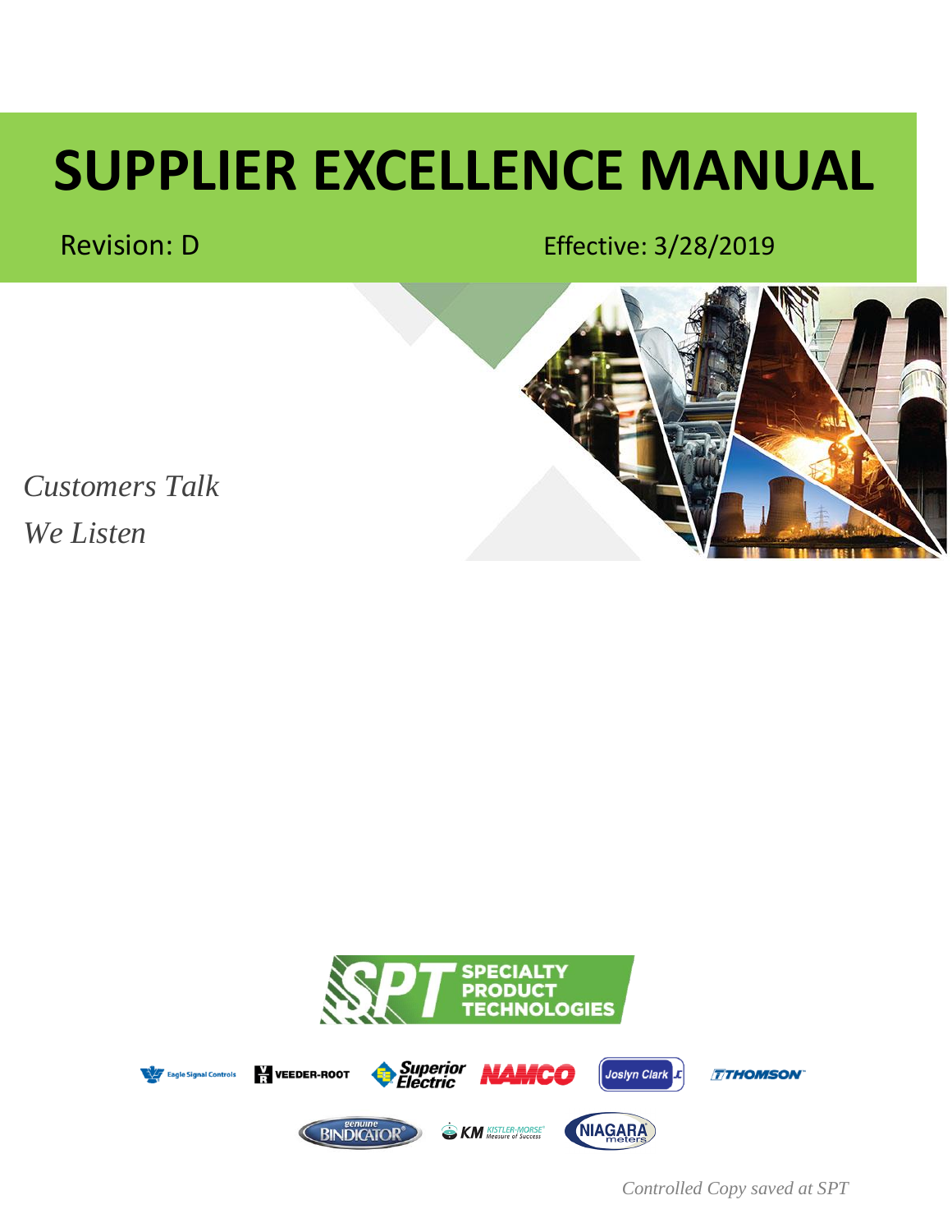# SUPPLIER EXCELLENCE MANUAL

Revision: D

Effective: 3/28/2019

*Customers Talk*

*We Listen*

SPT SPECIALTY PRODUCT TECHNOLOGIES

Eagle Signal Controls | VEEDER-ROOT | Superior Electric | NAMCO | Joslyn Clark | THOMSON

BINDICATOR | KM KISTLER-MORSE | NIAGARA meters

*Controlled Copy saved at SPT*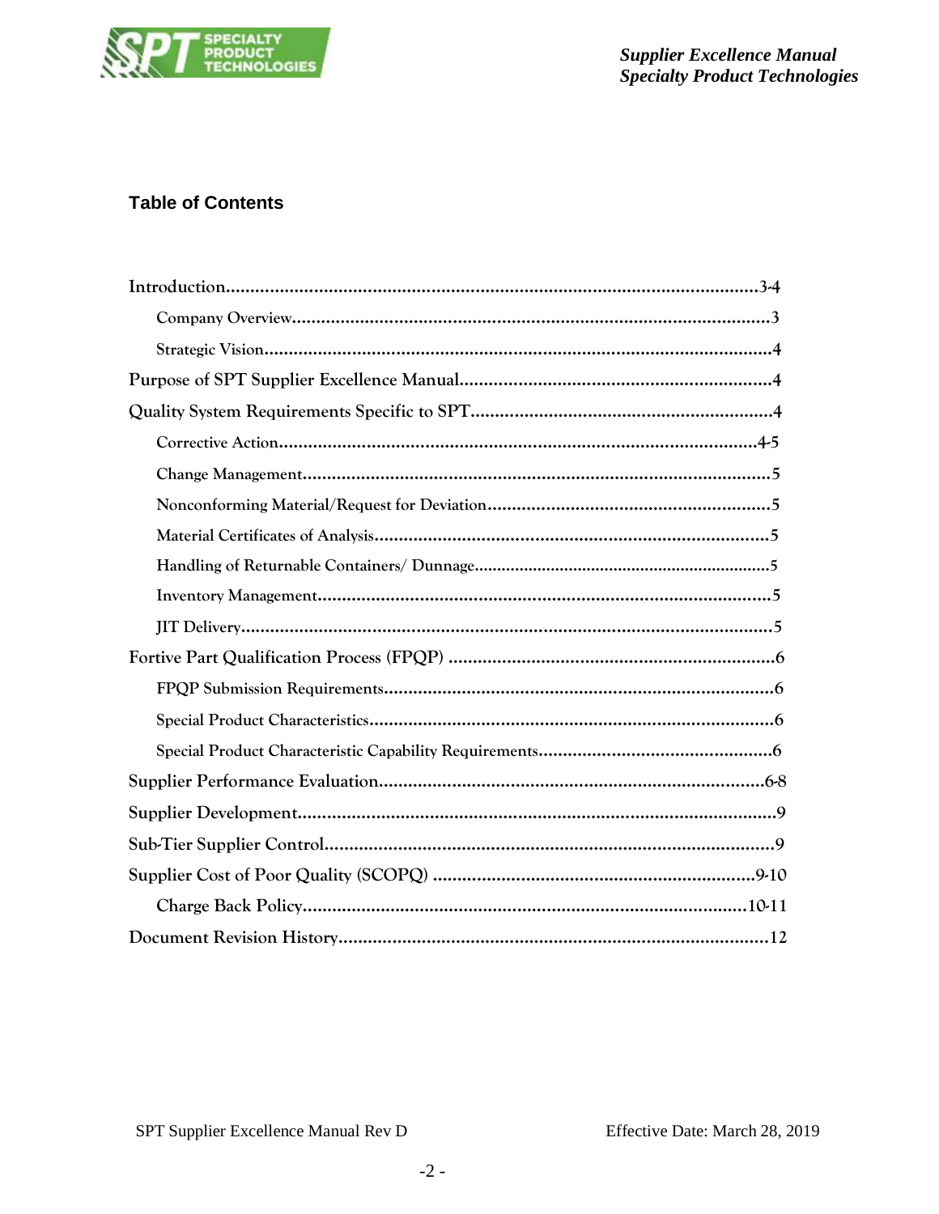## Table of Contents

- Introduction....................................3-4
  - Company Overview....................................3
  - Strategic Vision....................................4
- Purpose of SPT Supplier Excellence Manual....................................4
- Quality System Requirements Specific to SPT....................................4
  - Corrective Action....................................4-5
  - Change Management....................................5
  - Nonconforming Material/Request for Deviation....................................5
  - Material Certificates of Analysis....................................5
  - Handling of Returnable Containers/ Dunnage....................................5
  - Inventory Management....................................5
  - JIT Delivery....................................5
- Fortive Part Qualification Process (FPQP) ....................................6
  - FPQP Submission Requirements....................................6
  - Special Product Characteristics....................................6
  - Special Product Characteristic Capability Requirements....................................6
- Supplier Performance Evaluation....................................6-8
- Supplier Development....................................9
- Sub-Tier Supplier Control....................................9
- Supplier Cost of Poor Quality (SCOPQ) ....................................9-10
  - Charge Back Policy....................................10-11
- Document Revision History....................................12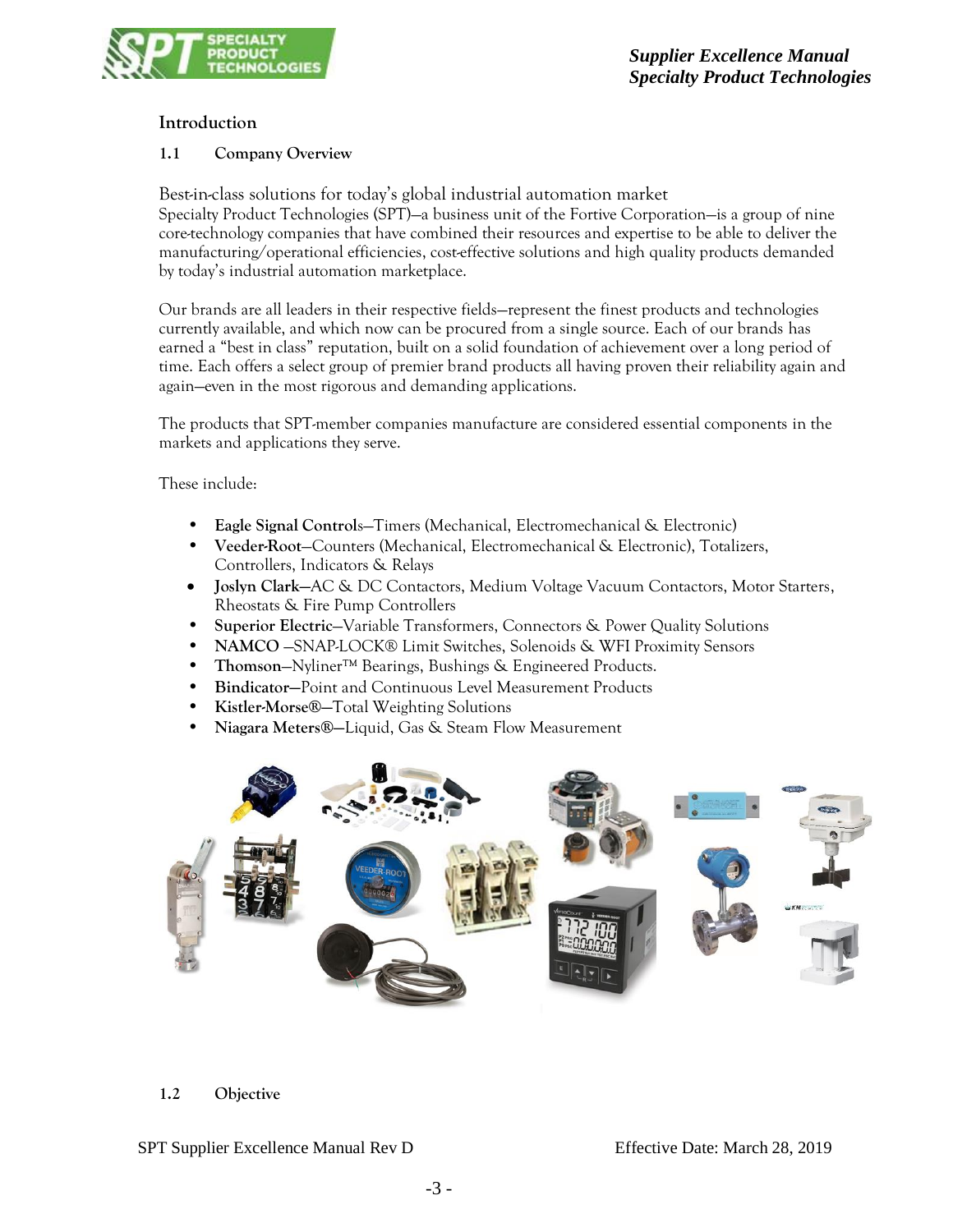# Introduction

## 1.1 Company Overview

Best-in-class solutions for today's global industrial automation market

Specialty Product Technologies (SPT)—a business unit of the Fortive Corporation—is a group of nine core-technology companies that have combined their resources and expertise to be able to deliver the manufacturing/operational efficiencies, cost-effective solutions and high quality products demanded by today's industrial automation marketplace.

Our brands are all leaders in their respective fields—represent the finest products and technologies currently available, and which now can be procured from a single source. Each of our brands has earned a "best in class" reputation, built on a solid foundation of achievement over a long period of time. Each offers a select group of premier brand products all having proven their reliability again and again—even in the most rigorous and demanding applications.

The products that SPT-member companies manufacture are considered essential components in the markets and applications they serve.

These include:

- **Eagle Signal Control**s—Timers (Mechanical, Electromechanical & Electronic)
- **Veeder-Root**—Counters (Mechanical, Electromechanical & Electronic), Totalizers, Controllers, Indicators & Relays
- **Joslyn Clark—**AC & DC Contactors, Medium Voltage Vacuum Contactors, Motor Starters, Rheostats & Fire Pump Controllers
- **Superior Electric**—Variable Transformers, Connectors & Power Quality Solutions
- **NAMCO** —SNAP-LOCK® Limit Switches, Solenoids & WFI Proximity Sensors
- **Thomson**—Nyliner™ Bearings, Bushings & Engineered Products.
- **Bindicator—**Point and Continuous Level Measurement Products
- **Kistler-Morse®—**Total Weighting Solutions
- **Niagara Meters®—**Liquid, Gas & Steam Flow Measurement

## 1.2 Objective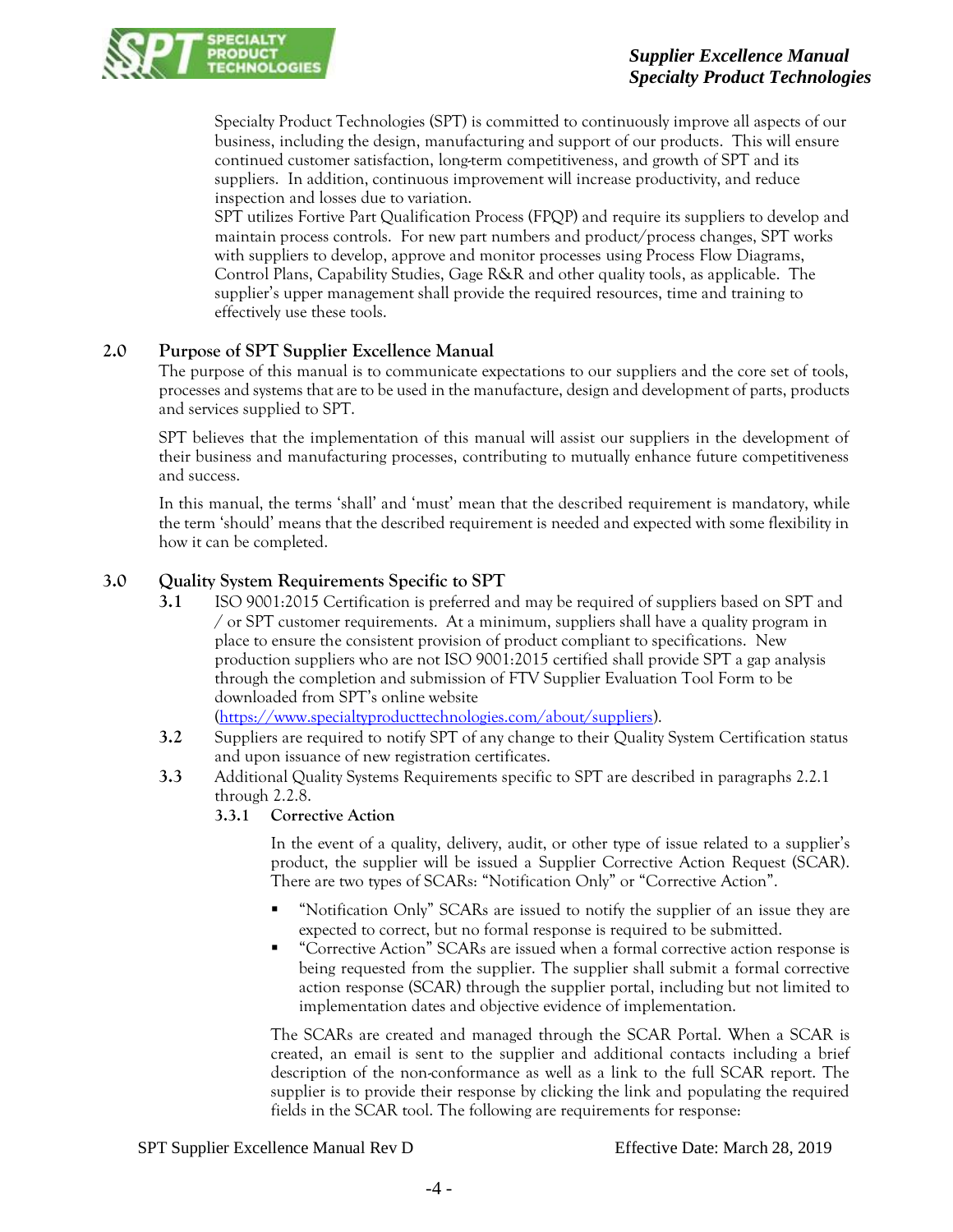Specialty Product Technologies (SPT) is committed to continuously improve all aspects of our business, including the design, manufacturing and support of our products. This will ensure continued customer satisfaction, long-term competitiveness, and growth of SPT and its suppliers. In addition, continuous improvement will increase productivity, and reduce inspection and losses due to variation.

SPT utilizes Fortive Part Qualification Process (FPQP) and require its suppliers to develop and maintain process controls. For new part numbers and product/process changes, SPT works with suppliers to develop, approve and monitor processes using Process Flow Diagrams, Control Plans, Capability Studies, Gage R&R and other quality tools, as applicable. The supplier's upper management shall provide the required resources, time and training to effectively use these tools.

## 2.0 Purpose of SPT Supplier Excellence Manual

The purpose of this manual is to communicate expectations to our suppliers and the core set of tools, processes and systems that are to be used in the manufacture, design and development of parts, products and services supplied to SPT.

SPT believes that the implementation of this manual will assist our suppliers in the development of their business and manufacturing processes, contributing to mutually enhance future competitiveness and success.

In this manual, the terms 'shall' and 'must' mean that the described requirement is mandatory, while the term 'should' means that the described requirement is needed and expected with some flexibility in how it can be completed.

## 3.0 Quality System Requirements Specific to SPT

**3.1** ISO 9001:2015 Certification is preferred and may be required of suppliers based on SPT and / or SPT customer requirements. At a minimum, suppliers shall have a quality program in place to ensure the consistent provision of product compliant to specifications. New production suppliers who are not ISO 9001:2015 certified shall provide SPT a gap analysis through the completion and submission of FTV Supplier Evaluation Tool Form to be downloaded from SPT's online website (https://www.specialtyproducttechnologies.com/about/suppliers).

**3.2** Suppliers are required to notify SPT of any change to their Quality System Certification status and upon issuance of new registration certificates.

**3.3** Additional Quality Systems Requirements specific to SPT are described in paragraphs 2.2.1 through 2.2.8.

### 3.3.1 Corrective Action

In the event of a quality, delivery, audit, or other type of issue related to a supplier's product, the supplier will be issued a Supplier Corrective Action Request (SCAR). There are two types of SCARs: "Notification Only" or "Corrective Action".

- "Notification Only" SCARs are issued to notify the supplier of an issue they are expected to correct, but no formal response is required to be submitted.
- "Corrective Action" SCARs are issued when a formal corrective action response is being requested from the supplier. The supplier shall submit a formal corrective action response (SCAR) through the supplier portal, including but not limited to implementation dates and objective evidence of implementation.

The SCARs are created and managed through the SCAR Portal. When a SCAR is created, an email is sent to the supplier and additional contacts including a brief description of the non-conformance as well as a link to the full SCAR report. The supplier is to provide their response by clicking the link and populating the required fields in the SCAR tool. The following are requirements for response: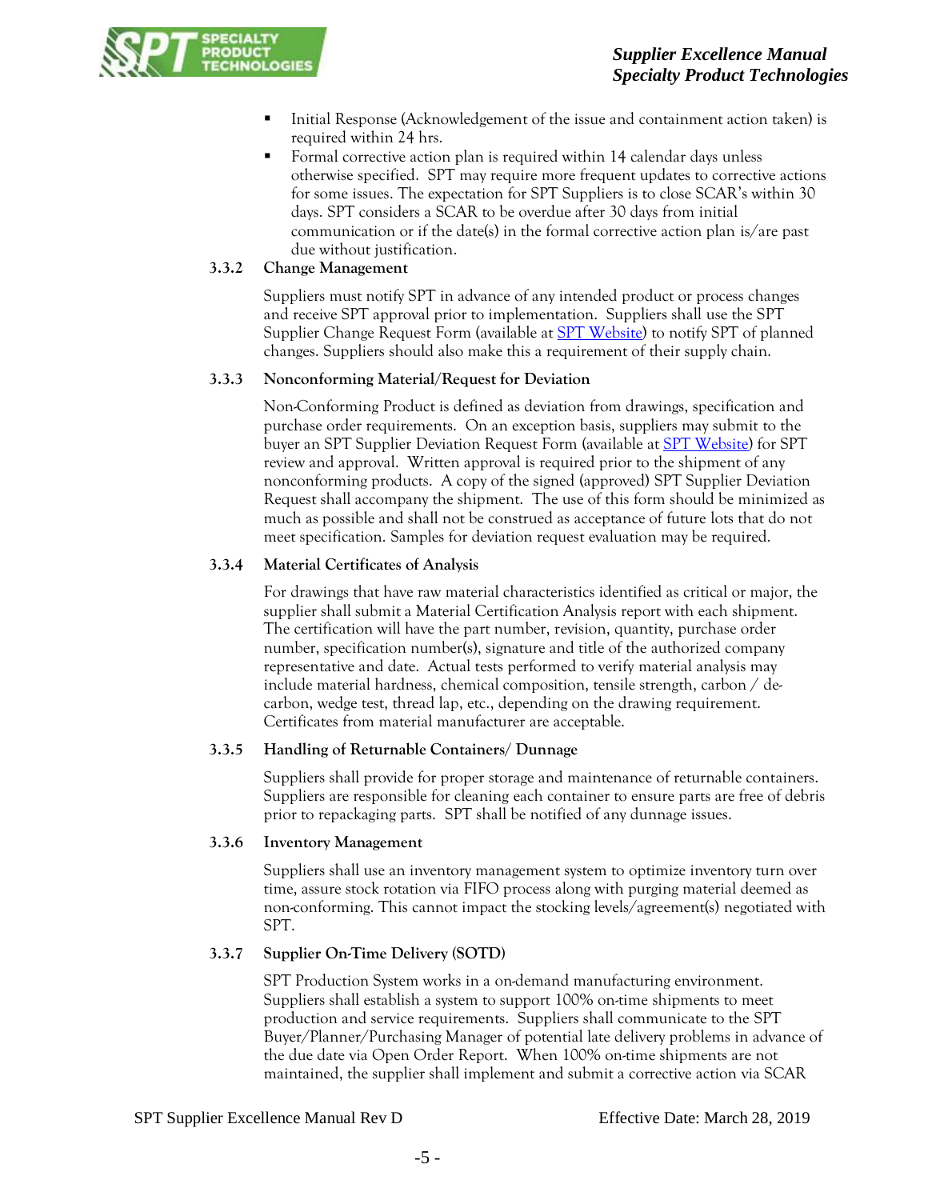- Initial Response (Acknowledgement of the issue and containment action taken) is required within 24 hrs.
- Formal corrective action plan is required within 14 calendar days unless otherwise specified. SPT may require more frequent updates to corrective actions for some issues. The expectation for SPT Suppliers is to close SCAR's within 30 days. SPT considers a SCAR to be overdue after 30 days from initial communication or if the date(s) in the formal corrective action plan is/are past due without justification.

### 3.3.2 Change Management

Suppliers must notify SPT in advance of any intended product or process changes and receive SPT approval prior to implementation. Suppliers shall use the SPT Supplier Change Request Form (available at [SPT Website]) to notify SPT of planned changes. Suppliers should also make this a requirement of their supply chain.

### 3.3.3 Nonconforming Material/Request for Deviation

Non-Conforming Product is defined as deviation from drawings, specification and purchase order requirements. On an exception basis, suppliers may submit to the buyer an SPT Supplier Deviation Request Form (available at [SPT Website]) for SPT review and approval. Written approval is required prior to the shipment of any nonconforming products. A copy of the signed (approved) SPT Supplier Deviation Request shall accompany the shipment. The use of this form should be minimized as much as possible and shall not be construed as acceptance of future lots that do not meet specification. Samples for deviation request evaluation may be required.

### 3.3.4 Material Certificates of Analysis

For drawings that have raw material characteristics identified as critical or major, the supplier shall submit a Material Certification Analysis report with each shipment. The certification will have the part number, revision, quantity, purchase order number, specification number(s), signature and title of the authorized company representative and date. Actual tests performed to verify material analysis may include material hardness, chemical composition, tensile strength, carbon / de-carbon, wedge test, thread lap, etc., depending on the drawing requirement. Certificates from material manufacturer are acceptable.

### 3.3.5 Handling of Returnable Containers/ Dunnage

Suppliers shall provide for proper storage and maintenance of returnable containers. Suppliers are responsible for cleaning each container to ensure parts are free of debris prior to repackaging parts. SPT shall be notified of any dunnage issues.

### 3.3.6 Inventory Management

Suppliers shall use an inventory management system to optimize inventory turn over time, assure stock rotation via FIFO process along with purging material deemed as non-conforming. This cannot impact the stocking levels/agreement(s) negotiated with SPT.

### 3.3.7 Supplier On-Time Delivery (SOTD)

SPT Production System works in a on-demand manufacturing environment. Suppliers shall establish a system to support 100% on-time shipments to meet production and service requirements. Suppliers shall communicate to the SPT Buyer/Planner/Purchasing Manager of potential late delivery problems in advance of the due date via Open Order Report. When 100% on-time shipments are not maintained, the supplier shall implement and submit a corrective action via SCAR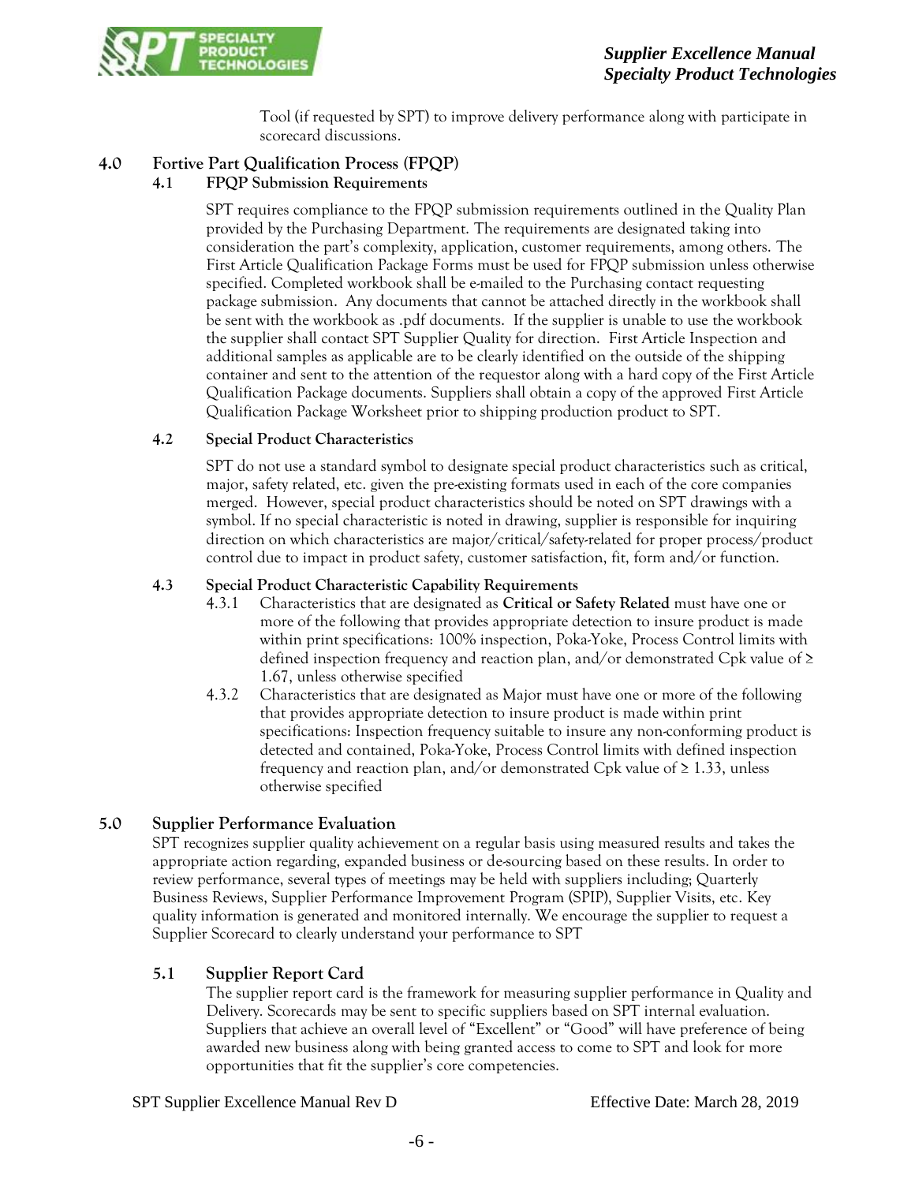Tool (if requested by SPT) to improve delivery performance along with participate in scorecard discussions.

## 4.0 Fortive Part Qualification Process (FPQP)

### 4.1 FPQP Submission Requirements

SPT requires compliance to the FPQP submission requirements outlined in the Quality Plan provided by the Purchasing Department. The requirements are designated taking into consideration the part's complexity, application, customer requirements, among others. The First Article Qualification Package Forms must be used for FPQP submission unless otherwise specified. Completed workbook shall be e-mailed to the Purchasing contact requesting package submission. Any documents that cannot be attached directly in the workbook shall be sent with the workbook as .pdf documents. If the supplier is unable to use the workbook the supplier shall contact SPT Supplier Quality for direction. First Article Inspection and additional samples as applicable are to be clearly identified on the outside of the shipping container and sent to the attention of the requestor along with a hard copy of the First Article Qualification Package documents. Suppliers shall obtain a copy of the approved First Article Qualification Package Worksheet prior to shipping production product to SPT.

### 4.2 Special Product Characteristics

SPT do not use a standard symbol to designate special product characteristics such as critical, major, safety related, etc. given the pre-existing formats used in each of the core companies merged. However, special product characteristics should be noted on SPT drawings with a symbol. If no special characteristic is noted in drawing, supplier is responsible for inquiring direction on which characteristics are major/critical/safety-related for proper process/product control due to impact in product safety, customer satisfaction, fit, form and/or function.

### 4.3 Special Product Characteristic Capability Requirements

4.3.1 Characteristics that are designated as **Critical or Safety Related** must have one or more of the following that provides appropriate detection to insure product is made within print specifications: 100% inspection, Poka-Yoke, Process Control limits with defined inspection frequency and reaction plan, and/or demonstrated Cpk value of ≥ 1.67, unless otherwise specified

4.3.2 Characteristics that are designated as Major must have one or more of the following that provides appropriate detection to insure product is made within print specifications: Inspection frequency suitable to insure any non-conforming product is detected and contained, Poka-Yoke, Process Control limits with defined inspection frequency and reaction plan, and/or demonstrated Cpk value of ≥ 1.33, unless otherwise specified

## 5.0 Supplier Performance Evaluation

SPT recognizes supplier quality achievement on a regular basis using measured results and takes the appropriate action regarding, expanded business or de-sourcing based on these results. In order to review performance, several types of meetings may be held with suppliers including; Quarterly Business Reviews, Supplier Performance Improvement Program (SPIP), Supplier Visits, etc. Key quality information is generated and monitored internally. We encourage the supplier to request a Supplier Scorecard to clearly understand your performance to SPT

### 5.1 Supplier Report Card

The supplier report card is the framework for measuring supplier performance in Quality and Delivery. Scorecards may be sent to specific suppliers based on SPT internal evaluation. Suppliers that achieve an overall level of "Excellent" or "Good" will have preference of being awarded new business along with being granted access to come to SPT and look for more opportunities that fit the supplier's core competencies.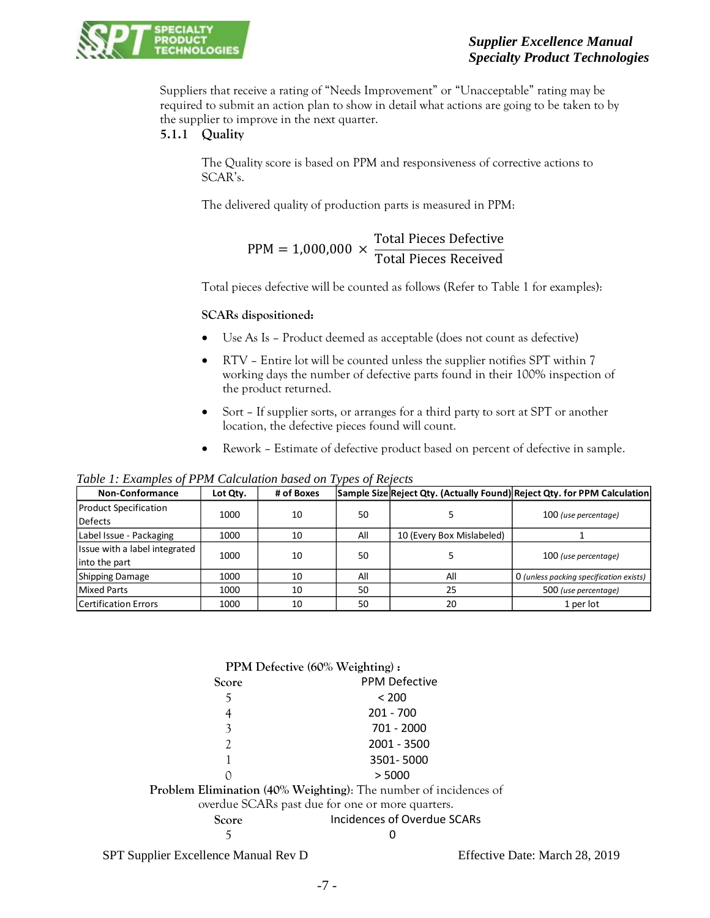Suppliers that receive a rating of “Needs Improvement” or “Unacceptable” rating may be required to submit an action plan to show in detail what actions are going to be taken to by the supplier to improve in the next quarter.

### 5.1.1 Quality

The Quality score is based on PPM and responsiveness of corrective actions to SCAR’s.

The delivered quality of production parts is measured in PPM:

$$\text{PPM} = 1{,}000{,}000 \times \frac{\text{Total Pieces Defective}}{\text{Total Pieces Received}}$$

Total pieces defective will be counted as follows (Refer to Table 1 for examples):

**SCARs dispositioned:**

- Use As Is – Product deemed as acceptable (does not count as defective)
- RTV – Entire lot will be counted unless the supplier notifies SPT within 7 working days the number of defective parts found in their 100% inspection of the product returned.
- Sort – If supplier sorts, or arranges for a third party to sort at SPT or another location, the defective pieces found will count.
- Rework – Estimate of defective product based on percent of defective in sample.

*Table 1: Examples of PPM Calculation based on Types of Rejects*

| Non-Conformance | Lot Qty. | # of Boxes | Sample Size | Reject Qty. (Actually Found) | Reject Qty. for PPM Calculation |
|---|---|---|---|---|---|
| Product Specification Defects | 1000 | 10 | 50 | 5 | 100 *(use percentage)* |
| Label Issue - Packaging | 1000 | 10 | All | 10 (Every Box Mislabeled) | 1 |
| Issue with a label integrated into the part | 1000 | 10 | 50 | 5 | 100 *(use percentage)* |
| Shipping Damage | 1000 | 10 | All | All | 0 *(unless packing specification exists)* |
| Mixed Parts | 1000 | 10 | 50 | 25 | 500 *(use percentage)* |
| Certification Errors | 1000 | 10 | 50 | 20 | 1 per lot |

**PPM Defective (60% Weighting) :**

| Score | PPM Defective |
|---|---|
| 5 | < 200 |
| 4 | 201 - 700 |
| 3 | 701 - 2000 |
| 2 | 2001 - 3500 |
| 1 | 3501- 5000 |
| 0 | > 5000 |

**Problem Elimination (40% Weighting)**: The number of incidences of overdue SCARs past due for one or more quarters.

| Score | Incidences of Overdue SCARs |
|---|---|
| 5 | 0 |

SPT Supplier Excellence Manual Rev D Effective Date: March 28, 2019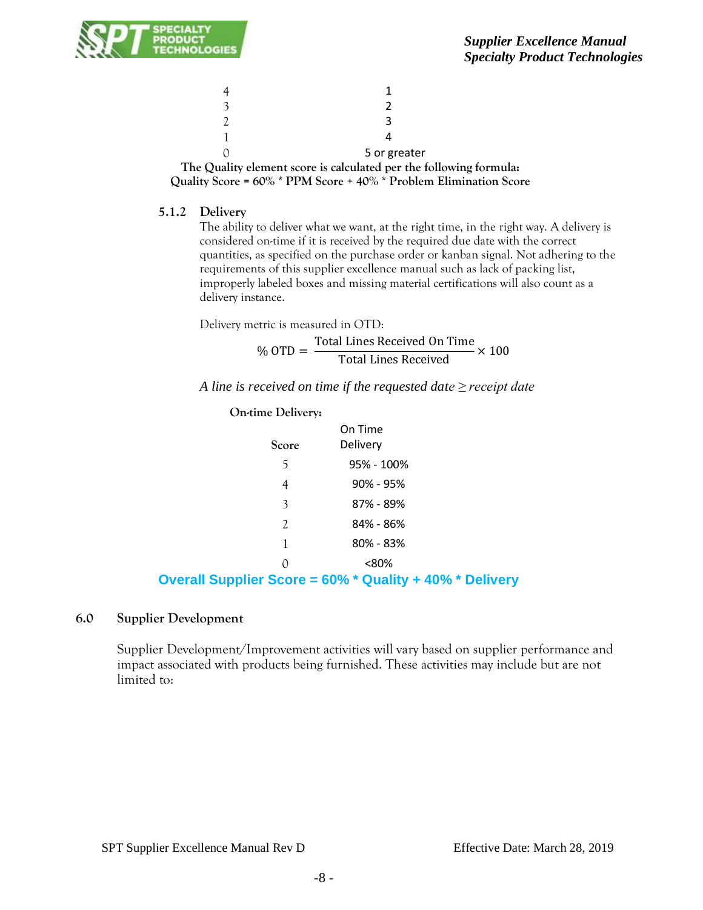| | |
|---|---|
| 4 | 1 |
| 3 | 2 |
| 2 | 3 |
| 1 | 4 |
| 0 | 5 or greater |

**The Quality element score is calculated per the following formula:**
**Quality Score = 60% * PPM Score + 40% * Problem Elimination Score**

### 5.1.2 Delivery

The ability to deliver what we want, at the right time, in the right way. A delivery is considered on-time if it is received by the required due date with the correct quantities, as specified on the purchase order or kanban signal. Not adhering to the requirements of this supplier excellence manual such as lack of packing list, improperly labeled boxes and missing material certifications will also count as a delivery instance.

Delivery metric is measured in OTD:

$$\%\ \text{OTD} = \frac{\text{Total Lines Received On Time}}{\text{Total Lines Received}} \times 100$$

*A line is received on time if the requested date ≥ receipt date*

**On-time Delivery:**

| Score | On Time Delivery |
|---|---|
| 5 | 95% - 100% |
| 4 | 90% - 95% |
| 3 | 87% - 89% |
| 2 | 84% - 86% |
| 1 | 80% - 83% |
| 0 | <80% |

**Overall Supplier Score = 60% * Quality + 40% * Delivery**

## 6.0 Supplier Development

Supplier Development/Improvement activities will vary based on supplier performance and impact associated with products being furnished. These activities may include but are not limited to: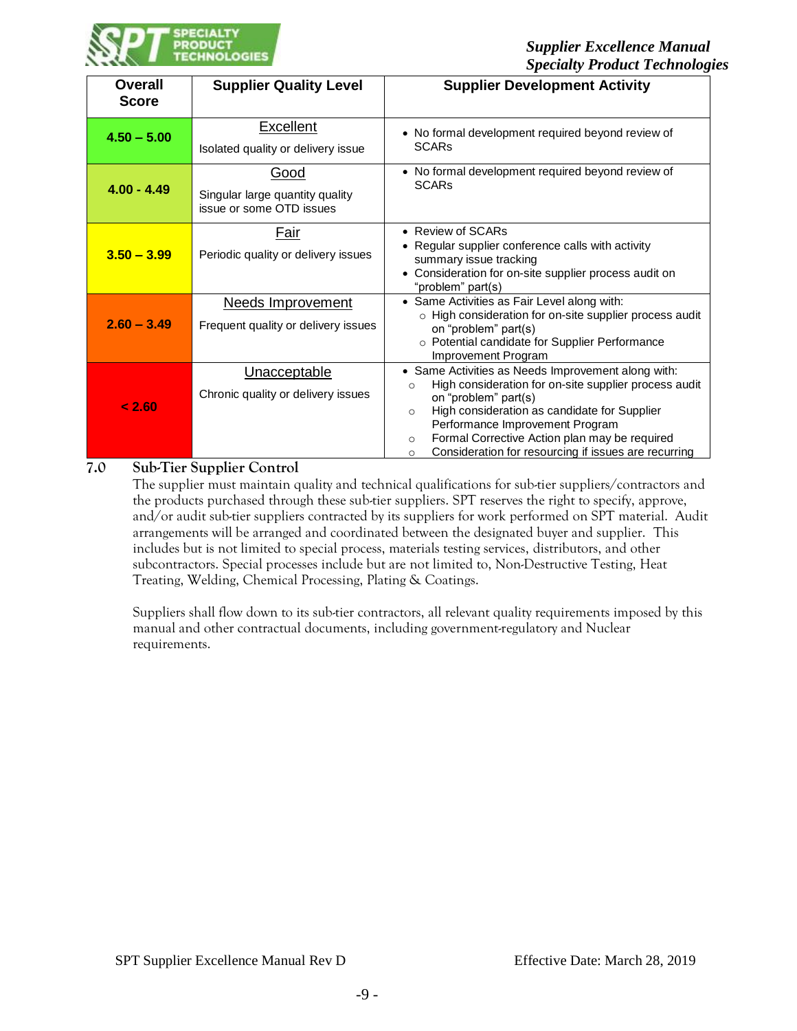| Overall Score | Supplier Quality Level | Supplier Development Activity |
|---|---|---|
| 4.50 – 5.00 | Excellent<br><br>Isolated quality or delivery issue | • No formal development required beyond review of SCARs |
| 4.00 - 4.49 | Good<br><br>Singular large quantity quality issue or some OTD issues | • No formal development required beyond review of SCARs |
| 3.50 – 3.99 | Fair<br><br>Periodic quality or delivery issues | • Review of SCARs<br>• Regular supplier conference calls with activity summary issue tracking<br>• Consideration for on-site supplier process audit on "problem" part(s) |
| 2.60 – 3.49 | Needs Improvement<br><br>Frequent quality or delivery issues | • Same Activities as Fair Level along with:<br>  ○ High consideration for on-site supplier process audit on "problem" part(s)<br>  ○ Potential candidate for Supplier Performance Improvement Program |
| < 2.60 | Unacceptable<br><br>Chronic quality or delivery issues | • Same Activities as Needs Improvement along with:<br>  ○ High consideration for on-site supplier process audit on "problem" part(s)<br>  ○ High consideration as candidate for Supplier Performance Improvement Program<br>  ○ Formal Corrective Action plan may be required<br>  ○ Consideration for resourcing if issues are recurring |

## 7.0 Sub-Tier Supplier Control

The supplier must maintain quality and technical qualifications for sub-tier suppliers/contractors and the products purchased through these sub-tier suppliers. SPT reserves the right to specify, approve, and/or audit sub-tier suppliers contracted by its suppliers for work performed on SPT material. Audit arrangements will be arranged and coordinated between the designated buyer and supplier. This includes but is not limited to special process, materials testing services, distributors, and other subcontractors. Special processes include but are not limited to, Non-Destructive Testing, Heat Treating, Welding, Chemical Processing, Plating & Coatings.

Suppliers shall flow down to its sub-tier contractors, all relevant quality requirements imposed by this manual and other contractual documents, including government-regulatory and Nuclear requirements.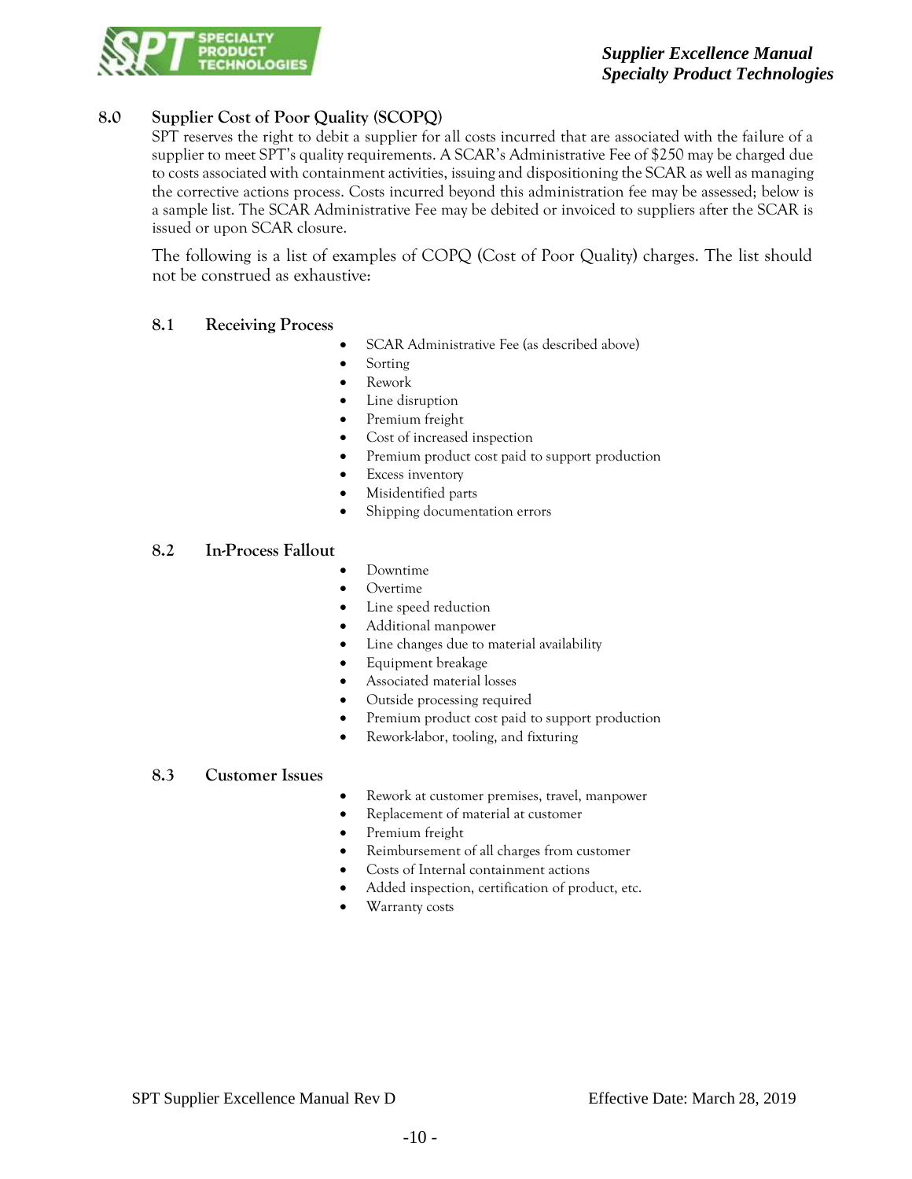## 8.0 Supplier Cost of Poor Quality (SCOPQ)

SPT reserves the right to debit a supplier for all costs incurred that are associated with the failure of a supplier to meet SPT's quality requirements. A SCAR's Administrative Fee of $250 may be charged due to costs associated with containment activities, issuing and dispositioning the SCAR as well as managing the corrective actions process. Costs incurred beyond this administration fee may be assessed; below is a sample list. The SCAR Administrative Fee may be debited or invoiced to suppliers after the SCAR is issued or upon SCAR closure.

The following is a list of examples of COPQ (Cost of Poor Quality) charges. The list should not be construed as exhaustive:

### 8.1 Receiving Process

- SCAR Administrative Fee (as described above)
- Sorting
- Rework
- Line disruption
- Premium freight
- Cost of increased inspection
- Premium product cost paid to support production
- Excess inventory
- Misidentified parts
- Shipping documentation errors

### 8.2 In-Process Fallout

- Downtime
- Overtime
- Line speed reduction
- Additional manpower
- Line changes due to material availability
- Equipment breakage
- Associated material losses
- Outside processing required
- Premium product cost paid to support production
- Rework-labor, tooling, and fixturing

### 8.3 Customer Issues

- Rework at customer premises, travel, manpower
- Replacement of material at customer
- Premium freight
- Reimbursement of all charges from customer
- Costs of Internal containment actions
- Added inspection, certification of product, etc.
- Warranty costs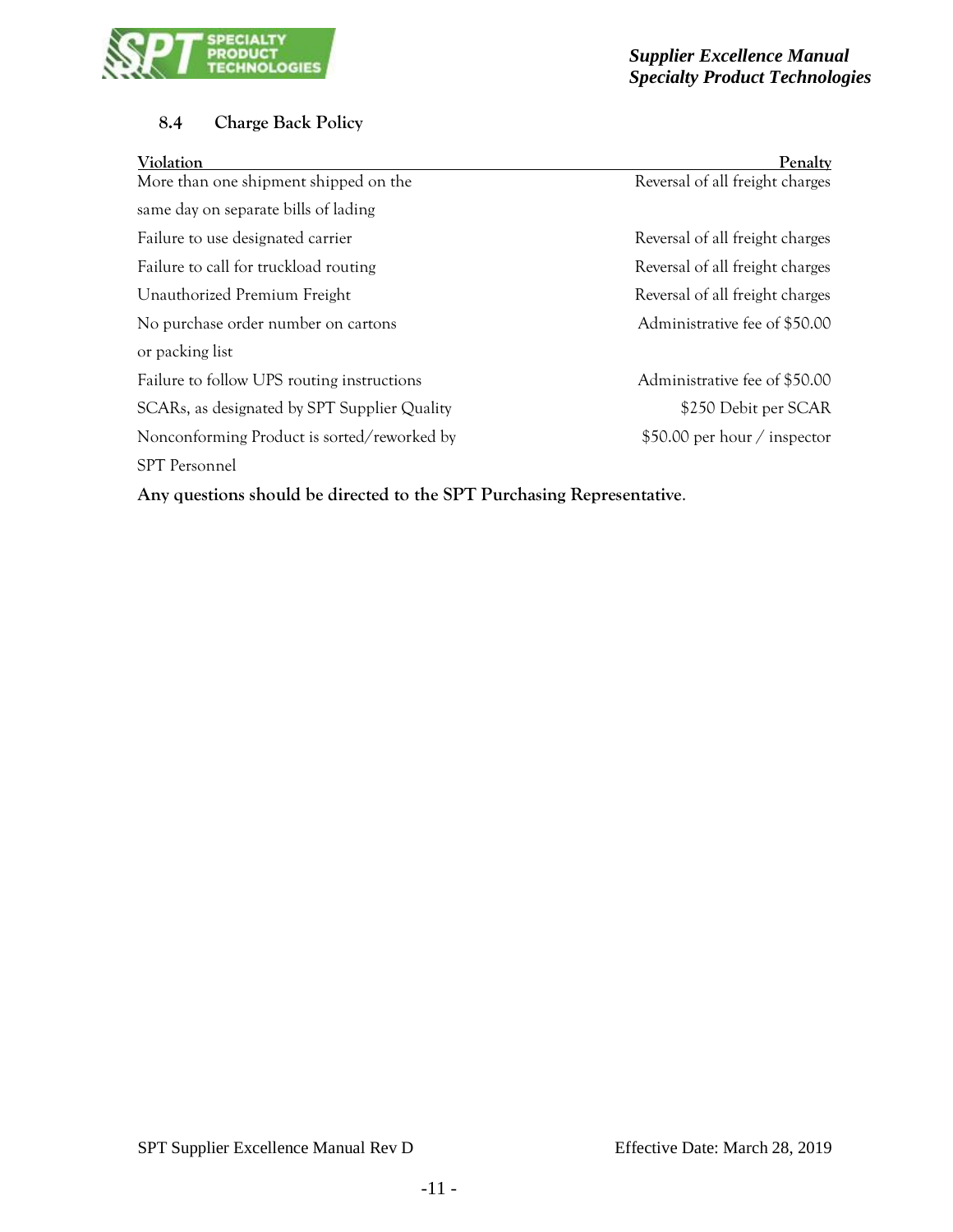### 8.4 Charge Back Policy

| Violation | Penalty |
|---|---|
| More than one shipment shipped on the same day on separate bills of lading | Reversal of all freight charges |
| Failure to use designated carrier | Reversal of all freight charges |
| Failure to call for truckload routing | Reversal of all freight charges |
| Unauthorized Premium Freight | Reversal of all freight charges |
| No purchase order number on cartons or packing list | Administrative fee of $50.00 |
| Failure to follow UPS routing instructions | Administrative fee of $50.00 |
| SCARs, as designated by SPT Supplier Quality | $250 Debit per SCAR |
| Nonconforming Product is sorted/reworked by SPT Personnel | $50.00 per hour / inspector |

**Any questions should be directed to the SPT Purchasing Representative.**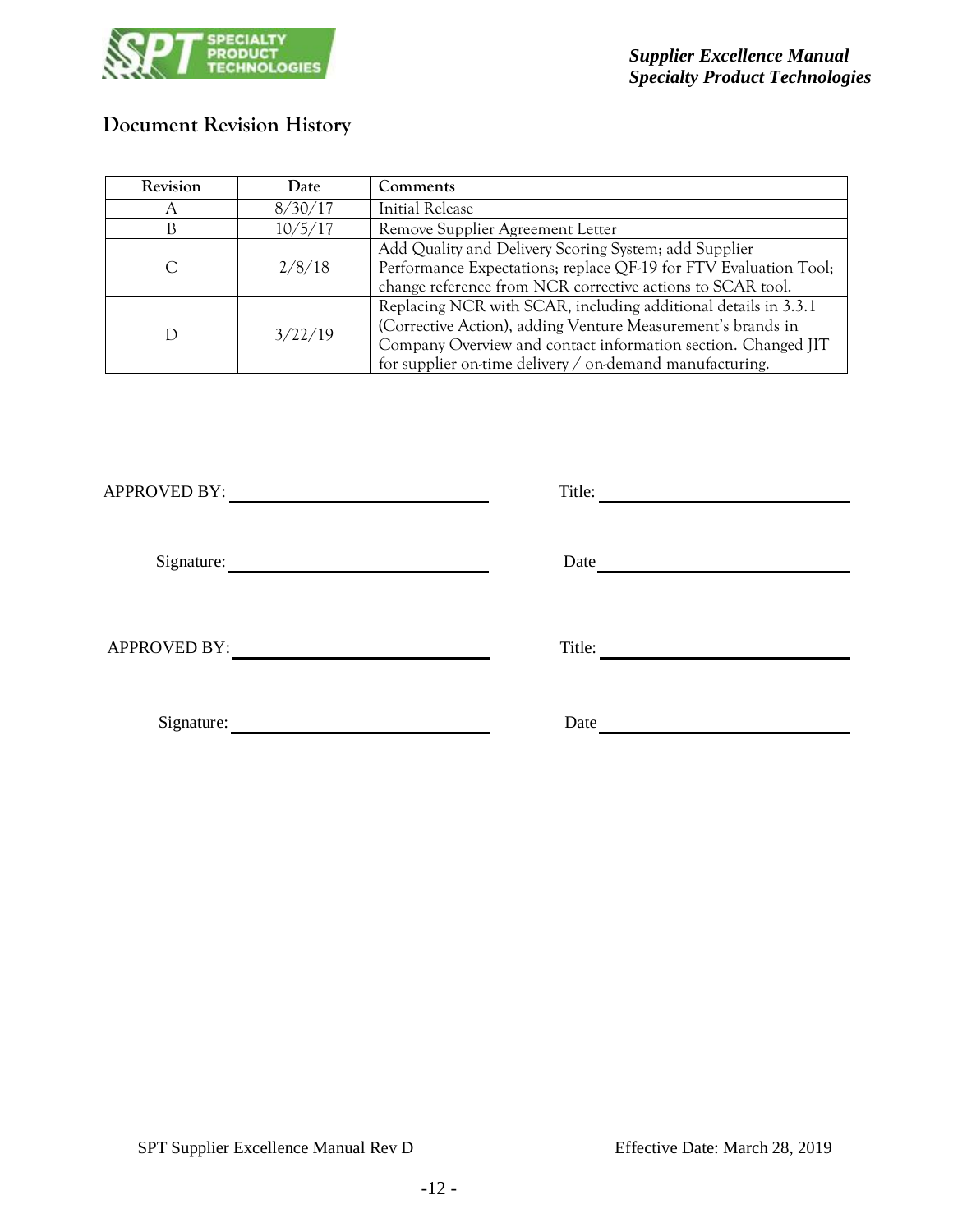## Document Revision History

| Revision | Date | Comments |
|---|---|---|
| A | 8/30/17 | Initial Release |
| B | 10/5/17 | Remove Supplier Agreement Letter |
| C | 2/8/18 | Add Quality and Delivery Scoring System; add Supplier Performance Expectations; replace QF-19 for FTV Evaluation Tool; change reference from NCR corrective actions to SCAR tool. |
| D | 3/22/19 | Replacing NCR with SCAR, including additional details in 3.3.1 (Corrective Action), adding Venture Measurement's brands in Company Overview and contact information section. Changed JIT for supplier on-time delivery / on-demand manufacturing. |

APPROVED BY: ______________________ Title: ______________________

Signature: ______________________ Date ______________________

APPROVED BY: ______________________ Title: ______________________

Signature: ______________________ Date ______________________

SPT Supplier Excellence Manual Rev D Effective Date: March 28, 2019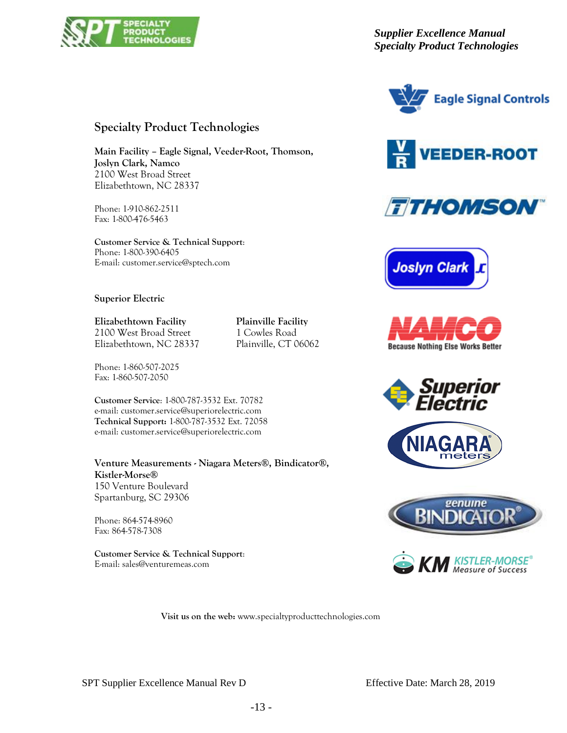## Specialty Product Technologies

**Main Facility – Eagle Signal, Veeder-Root, Thomson, Joslyn Clark, Namco**
2100 West Broad Street
Elizabethtown, NC 28337

Phone: 1-910-862-2511
Fax: 1-800-476-5463

**Customer Service & Technical Support**:
Phone: 1-800-390-6405
E-mail: customer.service@sptech.com

**Superior Electric**

**Elizabethtown Facility**
2100 West Broad Street
Elizabethtown, NC 28337

**Plainville Facility**
1 Cowles Road
Plainville, CT 06062

Phone: 1-860-507-2025
Fax: 1-860-507-2050

**Customer Service**: 1-800-787-3532 Ext. 70782
e-mail: customer.service@superiorelectric.com
**Technical Support:** 1-800-787-3532 Ext. 72058
e-mail: customer.service@superiorelectric.com

**Venture Measurements - Niagara Meters®, Bindicator®, Kistler-Morse®**
150 Venture Boulevard
Spartanburg, SC 29306

Phone: 864-574-8960
Fax: 864-578-7308

**Customer Service & Technical Support**:
E-mail: sales@venturemeas.com

**Visit us on the web:** www.specialtyproducttechnologies.com